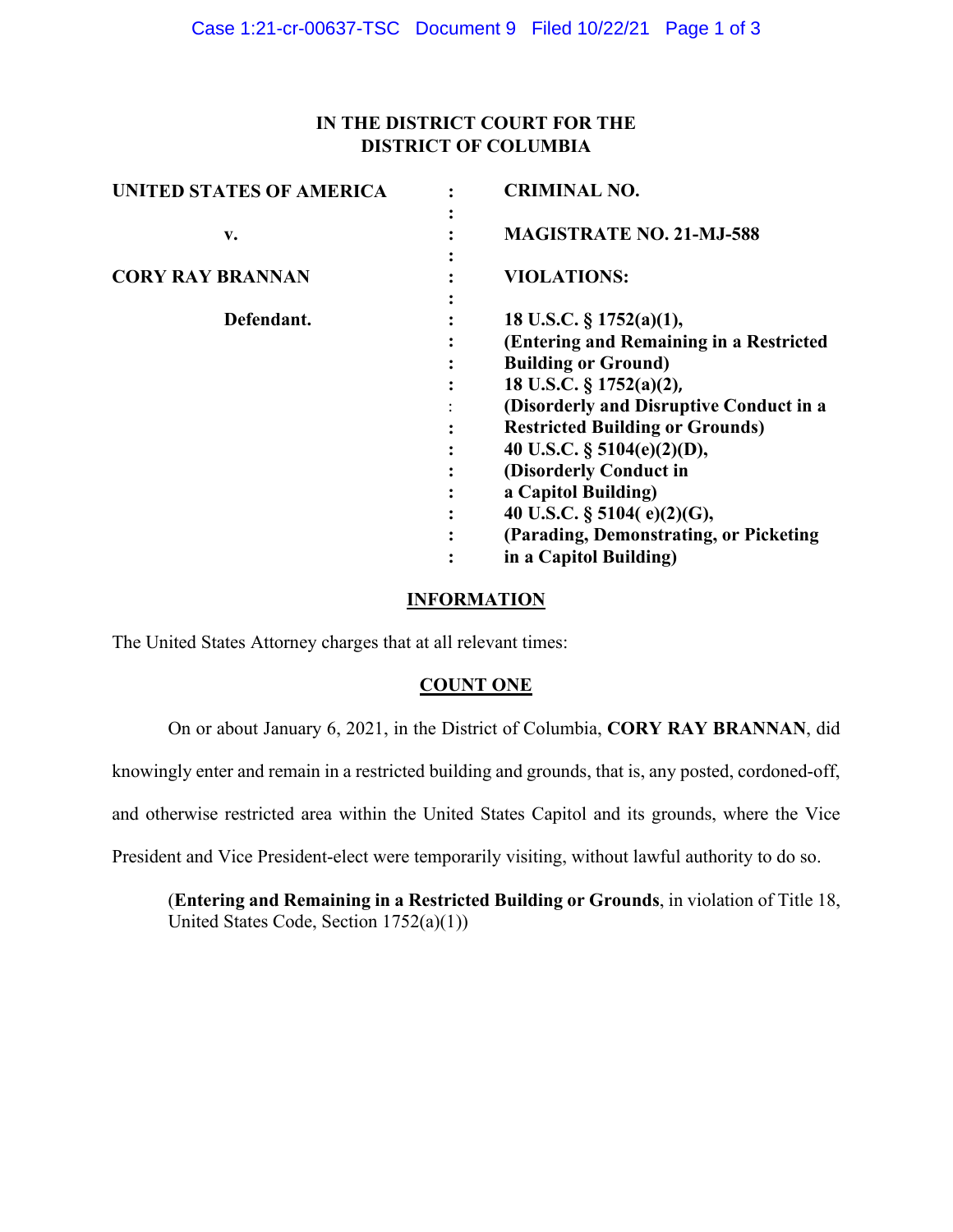**IN THE DISTRICT COURT FOR THE**
**DISTRICT OF COLUMBIA**

| | | |
|---|---|---|
| **UNITED STATES OF AMERICA** | : | **CRIMINAL NO.** |
| | : | |
| **v.** | : | **MAGISTRATE NO. 21-MJ-588** |
| | : | |
| **CORY RAY BRANNAN** | : | **VIOLATIONS:** |
| | : | |
| **Defendant.** | : | **18 U.S.C. § 1752(a)(1),** |
| | : | **(Entering and Remaining in a Restricted** |
| | : | **Building or Ground)** |
| | : | **18 U.S.C. § 1752(a)(2),** |
| | : | **(Disorderly and Disruptive Conduct in a** |
| | : | **Restricted Building or Grounds)** |
| | : | **40 U.S.C. § 5104(e)(2)(D),** |
| | : | **(Disorderly Conduct in** |
| | : | **a Capitol Building)** |
| | : | **40 U.S.C. § 5104( e)(2)(G),** |
| | : | **(Parading, Demonstrating, or Picketing** |
| | : | **in a Capitol Building)** |

## INFORMATION

The United States Attorney charges that at all relevant times:

## COUNT ONE

On or about January 6, 2021, in the District of Columbia, **CORY RAY BRANNAN**, did knowingly enter and remain in a restricted building and grounds, that is, any posted, cordoned-off, and otherwise restricted area within the United States Capitol and its grounds, where the Vice President and Vice President-elect were temporarily visiting, without lawful authority to do so.

(**Entering and Remaining in a Restricted Building or Grounds**, in violation of Title 18, United States Code, Section 1752(a)(1))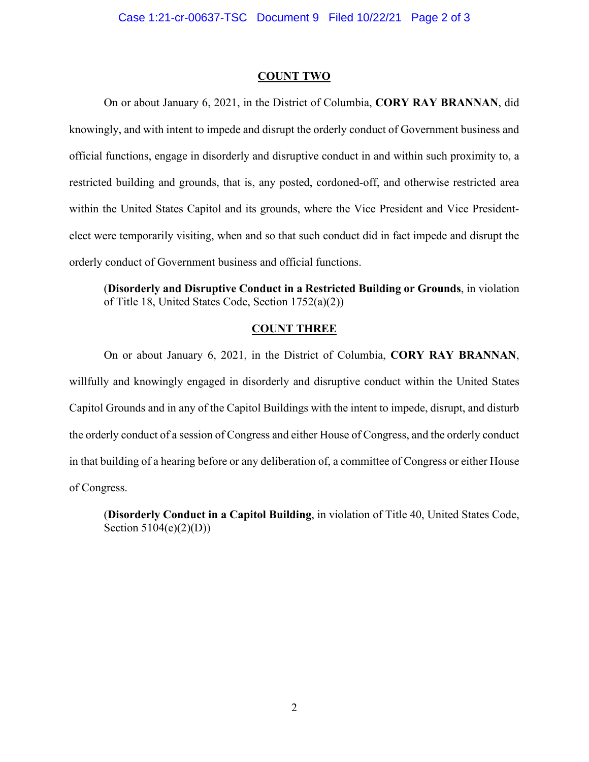**COUNT TWO**

On or about January 6, 2021, in the District of Columbia, **CORY RAY BRANNAN**, did knowingly, and with intent to impede and disrupt the orderly conduct of Government business and official functions, engage in disorderly and disruptive conduct in and within such proximity to, a restricted building and grounds, that is, any posted, cordoned-off, and otherwise restricted area within the United States Capitol and its grounds, where the Vice President and Vice President-elect were temporarily visiting, when and so that such conduct did in fact impede and disrupt the orderly conduct of Government business and official functions.

(**Disorderly and Disruptive Conduct in a Restricted Building or Grounds**, in violation of Title 18, United States Code, Section 1752(a)(2))

**COUNT THREE**

On or about January 6, 2021, in the District of Columbia, **CORY RAY BRANNAN**, willfully and knowingly engaged in disorderly and disruptive conduct within the United States Capitol Grounds and in any of the Capitol Buildings with the intent to impede, disrupt, and disturb the orderly conduct of a session of Congress and either House of Congress, and the orderly conduct in that building of a hearing before or any deliberation of, a committee of Congress or either House of Congress.

(**Disorderly Conduct in a Capitol Building**, in violation of Title 40, United States Code, Section 5104(e)(2)(D))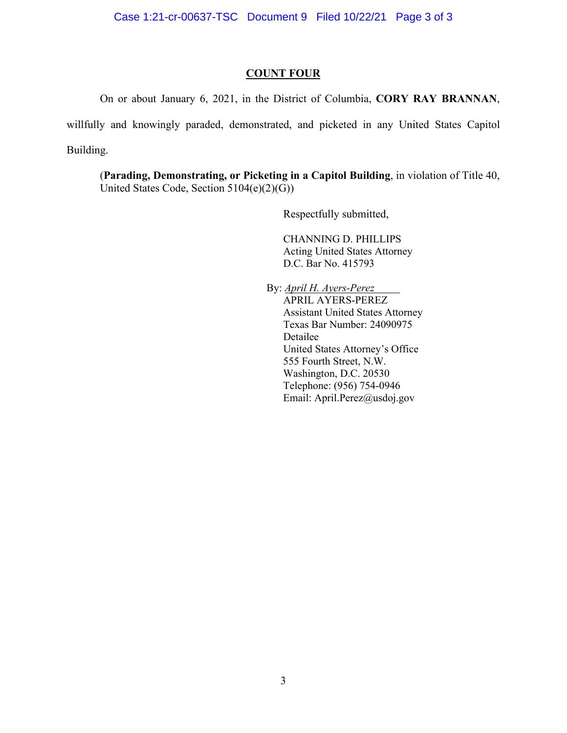## COUNT FOUR

On or about January 6, 2021, in the District of Columbia, **CORY RAY BRANNAN**, willfully and knowingly paraded, demonstrated, and picketed in any United States Capitol Building.

(**Parading, Demonstrating, or Picketing in a Capitol Building**, in violation of Title 40, United States Code, Section 5104(e)(2)(G))

Respectfully submitted,

CHANNING D. PHILLIPS
Acting United States Attorney
D.C. Bar No. 415793

By: *April H. Ayers-Perez*
APRIL AYERS-PEREZ
Assistant United States Attorney
Texas Bar Number: 24090975
Detailee
United States Attorney's Office
555 Fourth Street, N.W.
Washington, D.C. 20530
Telephone: (956) 754-0946
Email: April.Perez@usdoj.gov